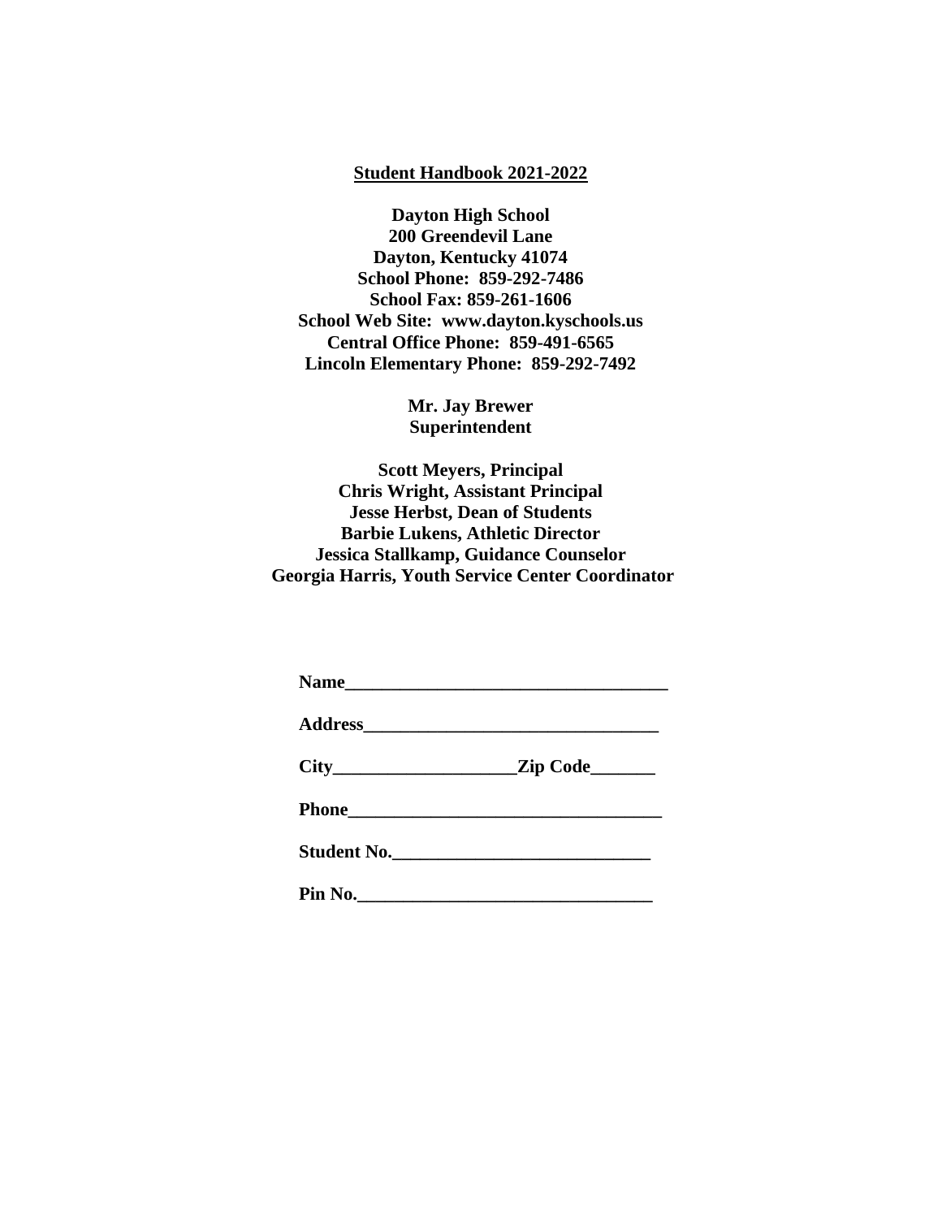# Student Handbook 2021-2022

**Dayton High School**
**200 Greendevil Lane**
**Dayton, Kentucky 41074**
**School Phone: 859-292-7486**
**School Fax: 859-261-1606**
**School Web Site: www.dayton.kyschools.us**
**Central Office Phone: 859-491-6565**
**Lincoln Elementary Phone: 859-292-7492**

**Mr. Jay Brewer**
**Superintendent**

**Scott Meyers, Principal**
**Chris Wright, Assistant Principal**
**Jesse Herbst, Dean of Students**
**Barbie Lukens, Athletic Director**
**Jessica Stallkamp, Guidance Counselor**
**Georgia Harris, Youth Service Center Coordinator**

**Name**___________________________________

**Address**________________________________

**City**___________________**Zip Code**_______

**Phone**__________________________________

**Student No.**____________________________

**Pin No.**________________________________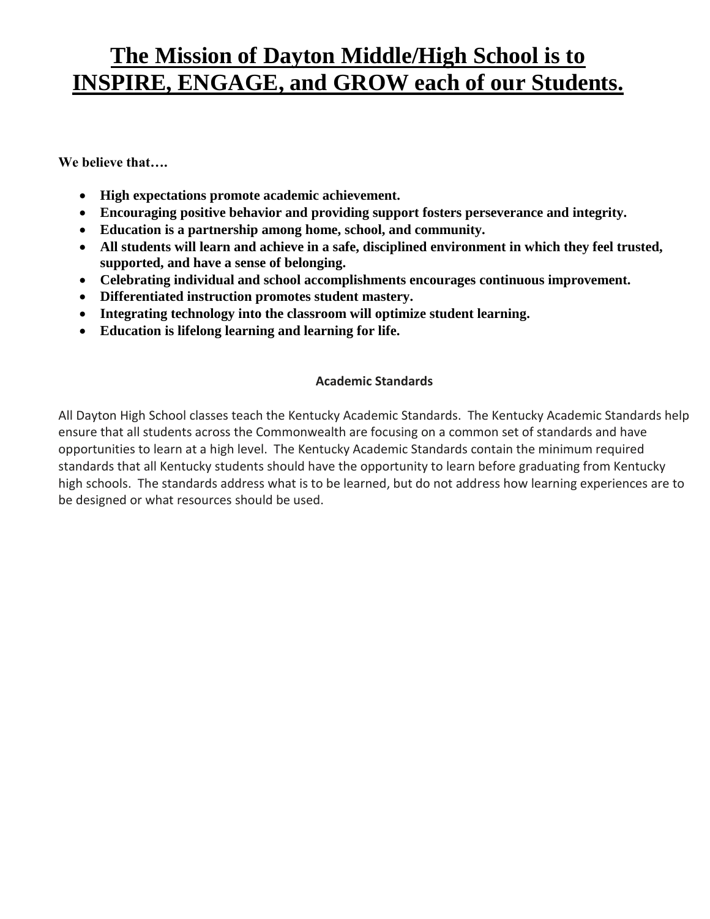# The Mission of Dayton Middle/High School is to INSPIRE, ENGAGE, and GROW each of our Students.

**We believe that….**

- **High expectations promote academic achievement.**
- **Encouraging positive behavior and providing support fosters perseverance and integrity.**
- **Education is a partnership among home, school, and community.**
- **All students will learn and achieve in a safe, disciplined environment in which they feel trusted, supported, and have a sense of belonging.**
- **Celebrating individual and school accomplishments encourages continuous improvement.**
- **Differentiated instruction promotes student mastery.**
- **Integrating technology into the classroom will optimize student learning.**
- **Education is lifelong learning and learning for life.**

## Academic Standards

All Dayton High School classes teach the Kentucky Academic Standards. The Kentucky Academic Standards help ensure that all students across the Commonwealth are focusing on a common set of standards and have opportunities to learn at a high level. The Kentucky Academic Standards contain the minimum required standards that all Kentucky students should have the opportunity to learn before graduating from Kentucky high schools. The standards address what is to be learned, but do not address how learning experiences are to be designed or what resources should be used.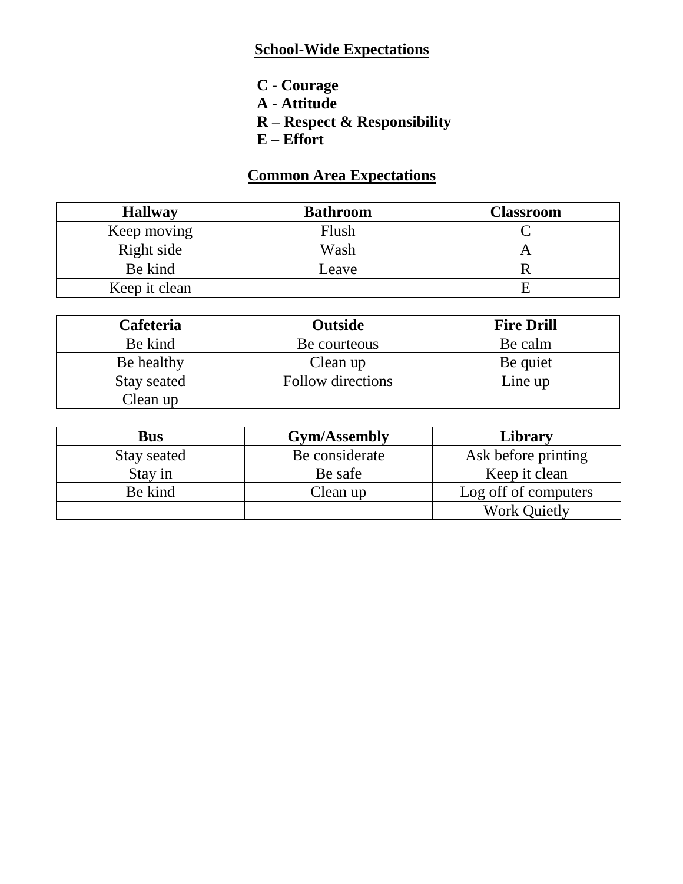## School-Wide Expectations

**C - Courage**
**A - Attitude**
**R – Respect & Responsibility**
**E – Effort**

## Common Area Expectations

| Hallway | Bathroom | Classroom |
|---|---|---|
| Keep moving | Flush | C |
| Right side | Wash | A |
| Be kind | Leave | R |
| Keep it clean | | E |

| Cafeteria | Outside | Fire Drill |
|---|---|---|
| Be kind | Be courteous | Be calm |
| Be healthy | Clean up | Be quiet |
| Stay seated | Follow directions | Line up |
| Clean up | | |

| Bus | Gym/Assembly | Library |
|---|---|---|
| Stay seated | Be considerate | Ask before printing |
| Stay in | Be safe | Keep it clean |
| Be kind | Clean up | Log off of computers |
| | | Work Quietly |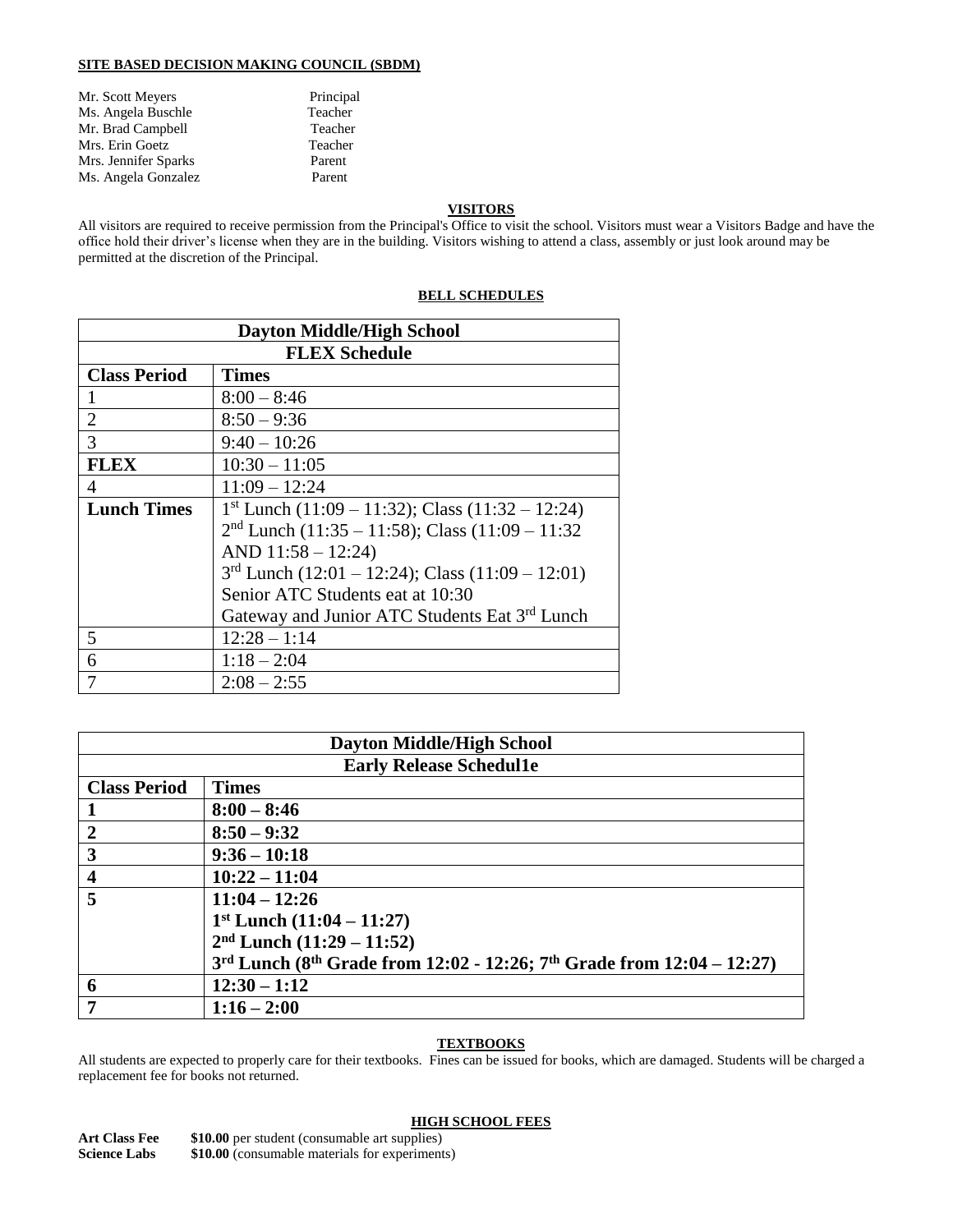**SITE BASED DECISION MAKING COUNCIL (SBDM)**

| | |
|---|---|
| Mr. Scott Meyers | Principal |
| Ms. Angela Buschle | Teacher |
| Mr. Brad Campbell | Teacher |
| Mrs. Erin Goetz | Teacher |
| Mrs. Jennifer Sparks | Parent |
| Ms. Angela Gonzalez | Parent |

**VISITORS**

All visitors are required to receive permission from the Principal's Office to visit the school. Visitors must wear a Visitors Badge and have the office hold their driver's license when they are in the building. Visitors wishing to attend a class, assembly or just look around may be permitted at the discretion of the Principal.

**BELL SCHEDULES**

| **Dayton Middle/High School** | |
|---|---|
| **FLEX Schedule** | |
| **Class Period** | **Times** |
| 1 | 8:00 – 8:46 |
| 2 | 8:50 – 9:36 |
| 3 | 9:40 – 10:26 |
| **FLEX** | 10:30 – 11:05 |
| 4 | 11:09 – 12:24 |
| **Lunch Times** | 1st Lunch (11:09 – 11:32); Class (11:32 – 12:24)<br>2nd Lunch (11:35 – 11:58); Class (11:09 – 11:32 AND 11:58 – 12:24)<br>3rd Lunch (12:01 – 12:24); Class (11:09 – 12:01)<br>Senior ATC Students eat at 10:30<br>Gateway and Junior ATC Students Eat 3rd Lunch |
| 5 | 12:28 – 1:14 |
| 6 | 1:18 – 2:04 |
| 7 | 2:08 – 2:55 |

| **Dayton Middle/High School** | |
|---|---|
| **Early Release Schedul1e** | |
| **Class Period** | **Times** |
| **1** | **8:00 – 8:46** |
| **2** | **8:50 – 9:32** |
| **3** | **9:36 – 10:18** |
| **4** | **10:22 – 11:04** |
| **5** | **11:04 – 12:26**<br>**1st Lunch (11:04 – 11:27)**<br>**2nd Lunch (11:29 – 11:52)**<br>**3rd Lunch (8th Grade from 12:02 - 12:26; 7th Grade from 12:04 – 12:27)** |
| **6** | **12:30 – 1:12** |
| **7** | **1:16 – 2:00** |

**TEXTBOOKS**

All students are expected to properly care for their textbooks. Fines can be issued for books, which are damaged. Students will be charged a replacement fee for books not returned.

**HIGH SCHOOL FEES**

**Art Class Fee** **$10.00** per student (consumable art supplies)
**Science Labs** **$10.00** (consumable materials for experiments)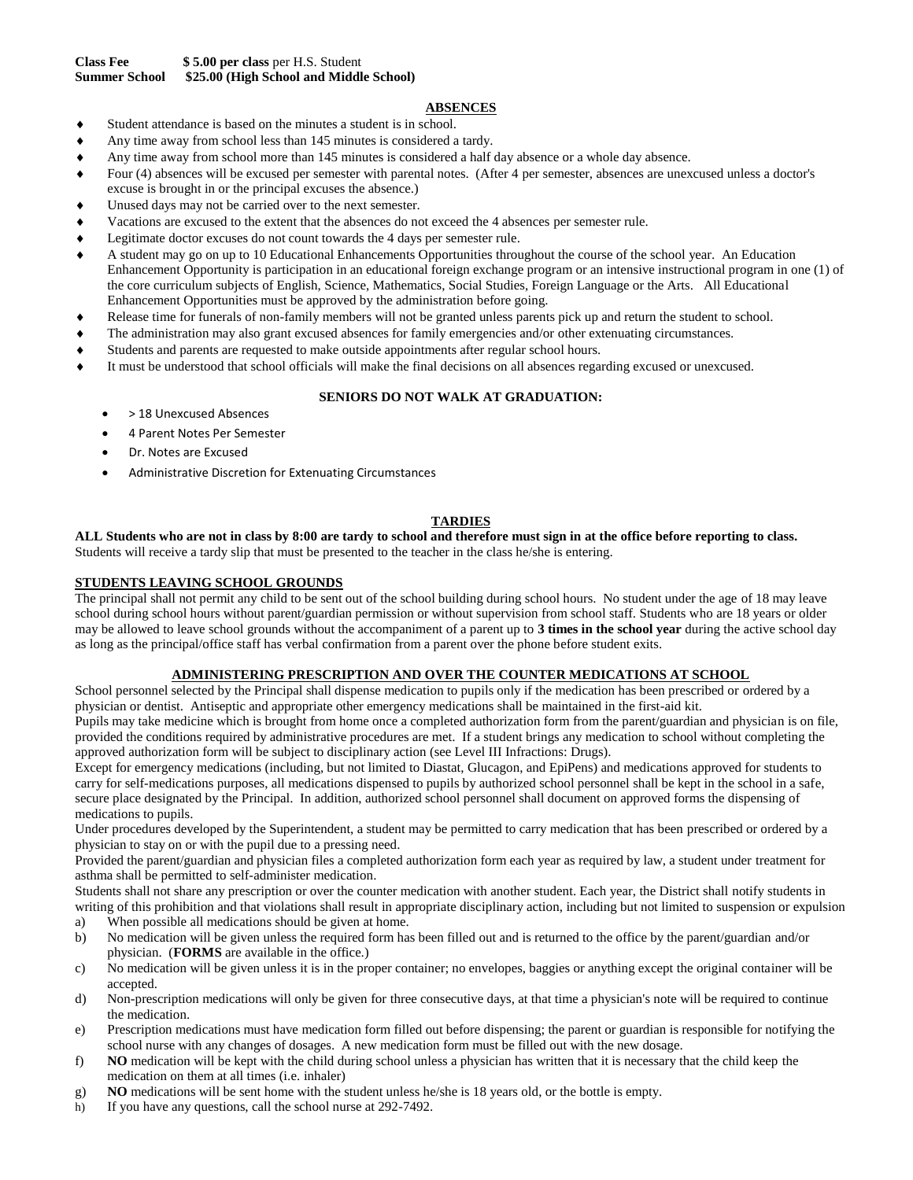**Class Fee** **$ 5.00 per class** per H.S. Student
**Summer School** **$25.00 (High School and Middle School)**

## ABSENCES

- Student attendance is based on the minutes a student is in school.
- Any time away from school less than 145 minutes is considered a tardy.
- Any time away from school more than 145 minutes is considered a half day absence or a whole day absence.
- Four (4) absences will be excused per semester with parental notes. (After 4 per semester, absences are unexcused unless a doctor's excuse is brought in or the principal excuses the absence.)
- Unused days may not be carried over to the next semester.
- Vacations are excused to the extent that the absences do not exceed the 4 absences per semester rule.
- Legitimate doctor excuses do not count towards the 4 days per semester rule.
- A student may go on up to 10 Educational Enhancements Opportunities throughout the course of the school year. An Education Enhancement Opportunity is participation in an educational foreign exchange program or an intensive instructional program in one (1) of the core curriculum subjects of English, Science, Mathematics, Social Studies, Foreign Language or the Arts. All Educational Enhancement Opportunities must be approved by the administration before going.
- Release time for funerals of non-family members will not be granted unless parents pick up and return the student to school.
- The administration may also grant excused absences for family emergencies and/or other extenuating circumstances.
- Students and parents are requested to make outside appointments after regular school hours.
- It must be understood that school officials will make the final decisions on all absences regarding excused or unexcused.

### SENIORS DO NOT WALK AT GRADUATION:

- > 18 Unexcused Absences
- 4 Parent Notes Per Semester
- Dr. Notes are Excused
- Administrative Discretion for Extenuating Circumstances

## TARDIES

**ALL Students who are not in class by 8:00 are tardy to school and therefore must sign in at the office before reporting to class.** Students will receive a tardy slip that must be presented to the teacher in the class he/she is entering.

## STUDENTS LEAVING SCHOOL GROUNDS

The principal shall not permit any child to be sent out of the school building during school hours. No student under the age of 18 may leave school during school hours without parent/guardian permission or without supervision from school staff. Students who are 18 years or older may be allowed to leave school grounds without the accompaniment of a parent up to **3 times in the school year** during the active school day as long as the principal/office staff has verbal confirmation from a parent over the phone before student exits.

## ADMINISTERING PRESCRIPTION AND OVER THE COUNTER MEDICATIONS AT SCHOOL

School personnel selected by the Principal shall dispense medication to pupils only if the medication has been prescribed or ordered by a physician or dentist. Antiseptic and appropriate other emergency medications shall be maintained in the first-aid kit.

Pupils may take medicine which is brought from home once a completed authorization form from the parent/guardian and physician is on file, provided the conditions required by administrative procedures are met. If a student brings any medication to school without completing the approved authorization form will be subject to disciplinary action (see Level III Infractions: Drugs).

Except for emergency medications (including, but not limited to Diastat, Glucagon, and EpiPens) and medications approved for students to carry for self-medications purposes, all medications dispensed to pupils by authorized school personnel shall be kept in the school in a safe, secure place designated by the Principal. In addition, authorized school personnel shall document on approved forms the dispensing of medications to pupils.

Under procedures developed by the Superintendent, a student may be permitted to carry medication that has been prescribed or ordered by a physician to stay on or with the pupil due to a pressing need.

Provided the parent/guardian and physician files a completed authorization form each year as required by law, a student under treatment for asthma shall be permitted to self-administer medication.

Students shall not share any prescription or over the counter medication with another student. Each year, the District shall notify students in writing of this prohibition and that violations shall result in appropriate disciplinary action, including but not limited to suspension or expulsion

a) When possible all medications should be given at home.
b) No medication will be given unless the required form has been filled out and is returned to the office by the parent/guardian and/or physician. (**FORMS** are available in the office.)
c) No medication will be given unless it is in the proper container; no envelopes, baggies or anything except the original container will be accepted.
d) Non-prescription medications will only be given for three consecutive days, at that time a physician's note will be required to continue the medication.
e) Prescription medications must have medication form filled out before dispensing; the parent or guardian is responsible for notifying the school nurse with any changes of dosages. A new medication form must be filled out with the new dosage.
f) **NO** medication will be kept with the child during school unless a physician has written that it is necessary that the child keep the medication on them at all times (i.e. inhaler)
g) **NO** medications will be sent home with the student unless he/she is 18 years old, or the bottle is empty.
h) If you have any questions, call the school nurse at 292-7492.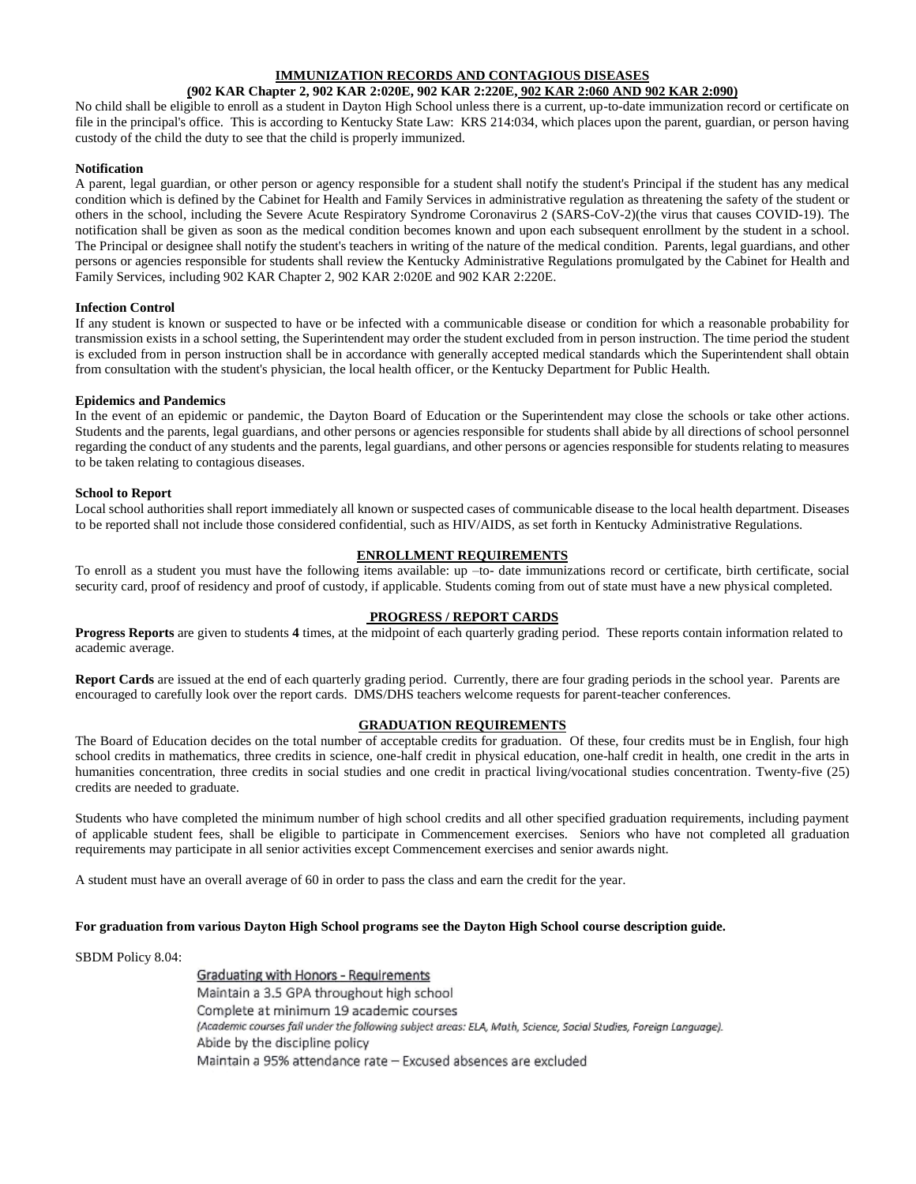## IMMUNIZATION RECORDS AND CONTAGIOUS DISEASES

**(902 KAR Chapter 2, 902 KAR 2:020E, 902 KAR 2:220E, 902 KAR 2:060 AND 902 KAR 2:090)**

No child shall be eligible to enroll as a student in Dayton High School unless there is a current, up-to-date immunization record or certificate on file in the principal's office. This is according to Kentucky State Law: KRS 214:034, which places upon the parent, guardian, or person having custody of the child the duty to see that the child is properly immunized.

**Notification**

A parent, legal guardian, or other person or agency responsible for a student shall notify the student's Principal if the student has any medical condition which is defined by the Cabinet for Health and Family Services in administrative regulation as threatening the safety of the student or others in the school, including the Severe Acute Respiratory Syndrome Coronavirus 2 (SARS-CoV-2)(the virus that causes COVID-19). The notification shall be given as soon as the medical condition becomes known and upon each subsequent enrollment by the student in a school. The Principal or designee shall notify the student's teachers in writing of the nature of the medical condition. Parents, legal guardians, and other persons or agencies responsible for students shall review the Kentucky Administrative Regulations promulgated by the Cabinet for Health and Family Services, including 902 KAR Chapter 2, 902 KAR 2:020E and 902 KAR 2:220E.

**Infection Control**

If any student is known or suspected to have or be infected with a communicable disease or condition for which a reasonable probability for transmission exists in a school setting, the Superintendent may order the student excluded from in person instruction. The time period the student is excluded from in person instruction shall be in accordance with generally accepted medical standards which the Superintendent shall obtain from consultation with the student's physician, the local health officer, or the Kentucky Department for Public Health.

**Epidemics and Pandemics**

In the event of an epidemic or pandemic, the Dayton Board of Education or the Superintendent may close the schools or take other actions. Students and the parents, legal guardians, and other persons or agencies responsible for students shall abide by all directions of school personnel regarding the conduct of any students and the parents, legal guardians, and other persons or agencies responsible for students relating to measures to be taken relating to contagious diseases.

**School to Report**

Local school authorities shall report immediately all known or suspected cases of communicable disease to the local health department. Diseases to be reported shall not include those considered confidential, such as HIV/AIDS, as set forth in Kentucky Administrative Regulations.

## ENROLLMENT REQUIREMENTS

To enroll as a student you must have the following items available: up –to- date immunizations record or certificate, birth certificate, social security card, proof of residency and proof of custody, if applicable. Students coming from out of state must have a new physical completed.

## PROGRESS / REPORT CARDS

**Progress Reports** are given to students **4** times, at the midpoint of each quarterly grading period. These reports contain information related to academic average.

**Report Cards** are issued at the end of each quarterly grading period. Currently, there are four grading periods in the school year. Parents are encouraged to carefully look over the report cards. DMS/DHS teachers welcome requests for parent-teacher conferences.

## GRADUATION REQUIREMENTS

The Board of Education decides on the total number of acceptable credits for graduation. Of these, four credits must be in English, four high school credits in mathematics, three credits in science, one-half credit in physical education, one-half credit in health, one credit in the arts in humanities concentration, three credits in social studies and one credit in practical living/vocational studies concentration. Twenty-five (25) credits are needed to graduate.

Students who have completed the minimum number of high school credits and all other specified graduation requirements, including payment of applicable student fees, shall be eligible to participate in Commencement exercises. Seniors who have not completed all graduation requirements may participate in all senior activities except Commencement exercises and senior awards night.

A student must have an overall average of 60 in order to pass the class and earn the credit for the year.

**For graduation from various Dayton High School programs see the Dayton High School course description guide.**

SBDM Policy 8.04:

Graduating with Honors - Requirements

Maintain a 3.5 GPA throughout high school

Complete at minimum 19 academic courses

*(Academic courses fall under the following subject areas: ELA, Math, Science, Social Studies, Foreign Language).*

Abide by the discipline policy

Maintain a 95% attendance rate – Excused absences are excluded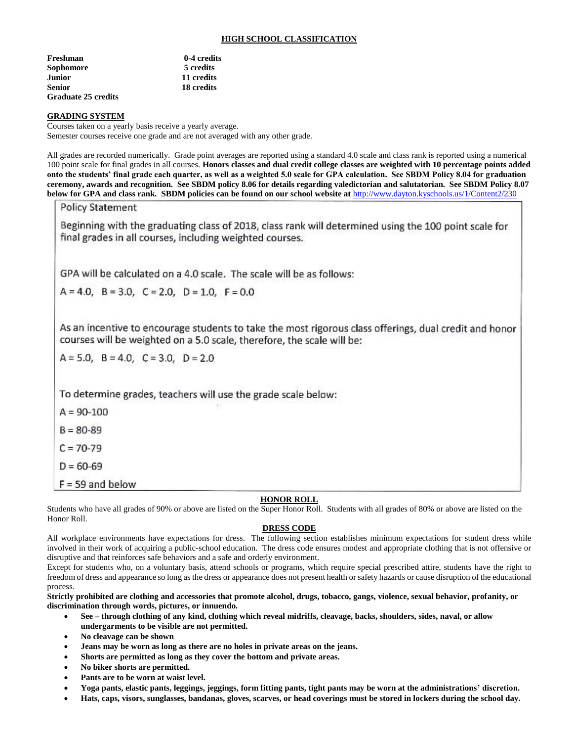## HIGH SCHOOL CLASSIFICATION

| | |
|---|---|
| **Freshman** | **0-4 credits** |
| **Sophomore** | **5 credits** |
| **Junior** | **11 credits** |
| **Senior** | **18 credits** |
| **Graduate 25 credits** | |

### GRADING SYSTEM

Courses taken on a yearly basis receive a yearly average.
Semester courses receive one grade and are not averaged with any other grade.

All grades are recorded numerically. Grade point averages are reported using a standard 4.0 scale and class rank is reported using a numerical 100 point scale for final grades in all courses. **Honors classes and dual credit college classes are weighted with 10 percentage points added onto the students' final grade each quarter, as well as a weighted 5.0 scale for GPA calculation. See SBDM Policy 8.04 for graduation ceremony, awards and recognition. See SBDM policy 8.06 for details regarding valedictorian and salutatorian. See SBDM Policy 8.07 below for GPA and class rank. SBDM policies can be found on our school website at** http://www.dayton.kyschools.us/1/Content2/230

> Policy Statement
>
> Beginning with the graduating class of 2018, class rank will determined using the 100 point scale for final grades in all courses, including weighted courses.
>
> GPA will be calculated on a 4.0 scale. The scale will be as follows:
>
> A = 4.0, B = 3.0, C = 2.0, D = 1.0, F = 0.0
>
> As an incentive to encourage students to take the most rigorous class offerings, dual credit and honor courses will be weighted on a 5.0 scale, therefore, the scale will be:
>
> A = 5.0, B = 4.0, C = 3.0, D = 2.0
>
> To determine grades, teachers will use the grade scale below:
>
> A = 90-100
>
> B = 80-89
>
> C = 70-79
>
> D = 60-69
>
> F = 59 and below

### HONOR ROLL

Students who have all grades of 90% or above are listed on the Super Honor Roll. Students with all grades of 80% or above are listed on the Honor Roll.

### DRESS CODE

All workplace environments have expectations for dress. The following section establishes minimum expectations for student dress while involved in their work of acquiring a public-school education. The dress code ensures modest and appropriate clothing that is not offensive or disruptive and that reinforces safe behaviors and a safe and orderly environment.

Except for students who, on a voluntary basis, attend schools or programs, which require special prescribed attire, students have the right to freedom of dress and appearance so long as the dress or appearance does not present health or safety hazards or cause disruption of the educational process.

**Strictly prohibited are clothing and accessories that promote alcohol, drugs, tobacco, gangs, violence, sexual behavior, profanity, or discrimination through words, pictures, or innuendo.**

- **See – through clothing of any kind, clothing which reveal midriffs, cleavage, backs, shoulders, sides, naval, or allow undergarments to be visible are not permitted.**
- **No cleavage can be shown**
- **Jeans may be worn as long as there are no holes in private areas on the jeans.**
- **Shorts are permitted as long as they cover the bottom and private areas.**
- **No biker shorts are permitted.**
- **Pants are to be worn at waist level.**
- **Yoga pants, elastic pants, leggings, jeggings, form fitting pants, tight pants may be worn at the administrations' discretion.**
- **Hats, caps, visors, sunglasses, bandanas, gloves, scarves, or head coverings must be stored in lockers during the school day.**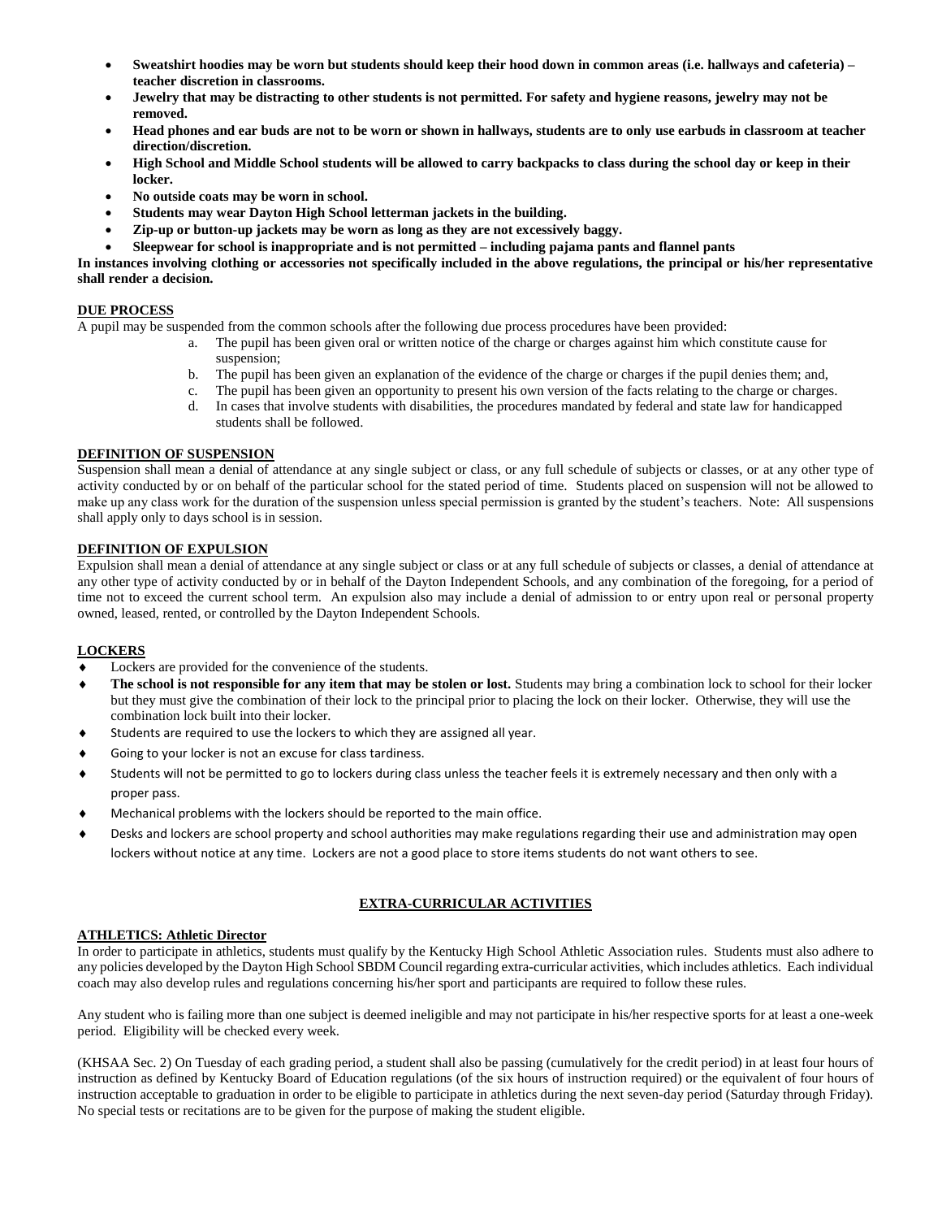- **Sweatshirt hoodies may be worn but students should keep their hood down in common areas (i.e. hallways and cafeteria) – teacher discretion in classrooms.**
- **Jewelry that may be distracting to other students is not permitted. For safety and hygiene reasons, jewelry may not be removed.**
- **Head phones and ear buds are not to be worn or shown in hallways, students are to only use earbuds in classroom at teacher direction/discretion.**
- **High School and Middle School students will be allowed to carry backpacks to class during the school day or keep in their locker.**
- **No outside coats may be worn in school.**
- **Students may wear Dayton High School letterman jackets in the building.**
- **Zip-up or button-up jackets may be worn as long as they are not excessively baggy.**
- **Sleepwear for school is inappropriate and is not permitted – including pajama pants and flannel pants**

**In instances involving clothing or accessories not specifically included in the above regulations, the principal or his/her representative shall render a decision.**

## DUE PROCESS

A pupil may be suspended from the common schools after the following due process procedures have been provided:

a. The pupil has been given oral or written notice of the charge or charges against him which constitute cause for suspension;
b. The pupil has been given an explanation of the evidence of the charge or charges if the pupil denies them; and,
c. The pupil has been given an opportunity to present his own version of the facts relating to the charge or charges.
d. In cases that involve students with disabilities, the procedures mandated by federal and state law for handicapped students shall be followed.

## DEFINITION OF SUSPENSION

Suspension shall mean a denial of attendance at any single subject or class, or any full schedule of subjects or classes, or at any other type of activity conducted by or on behalf of the particular school for the stated period of time. Students placed on suspension will not be allowed to make up any class work for the duration of the suspension unless special permission is granted by the student's teachers. Note: All suspensions shall apply only to days school is in session.

## DEFINITION OF EXPULSION

Expulsion shall mean a denial of attendance at any single subject or class or at any full schedule of subjects or classes, a denial of attendance at any other type of activity conducted by or in behalf of the Dayton Independent Schools, and any combination of the foregoing, for a period of time not to exceed the current school term. An expulsion also may include a denial of admission to or entry upon real or personal property owned, leased, rented, or controlled by the Dayton Independent Schools.

## LOCKERS

- Lockers are provided for the convenience of the students.
- **The school is not responsible for any item that may be stolen or lost.** Students may bring a combination lock to school for their locker but they must give the combination of their lock to the principal prior to placing the lock on their locker. Otherwise, they will use the combination lock built into their locker.
- Students are required to use the lockers to which they are assigned all year.
- Going to your locker is not an excuse for class tardiness.
- Students will not be permitted to go to lockers during class unless the teacher feels it is extremely necessary and then only with a proper pass.
- Mechanical problems with the lockers should be reported to the main office.
- Desks and lockers are school property and school authorities may make regulations regarding their use and administration may open lockers without notice at any time. Lockers are not a good place to store items students do not want others to see.

# EXTRA-CURRICULAR ACTIVITIES

## ATHLETICS: Athletic Director

In order to participate in athletics, students must qualify by the Kentucky High School Athletic Association rules. Students must also adhere to any policies developed by the Dayton High School SBDM Council regarding extra-curricular activities, which includes athletics. Each individual coach may also develop rules and regulations concerning his/her sport and participants are required to follow these rules.

Any student who is failing more than one subject is deemed ineligible and may not participate in his/her respective sports for at least a one-week period. Eligibility will be checked every week.

(KHSAA Sec. 2) On Tuesday of each grading period, a student shall also be passing (cumulatively for the credit period) in at least four hours of instruction as defined by Kentucky Board of Education regulations (of the six hours of instruction required) or the equivalent of four hours of instruction acceptable to graduation in order to be eligible to participate in athletics during the next seven-day period (Saturday through Friday). No special tests or recitations are to be given for the purpose of making the student eligible.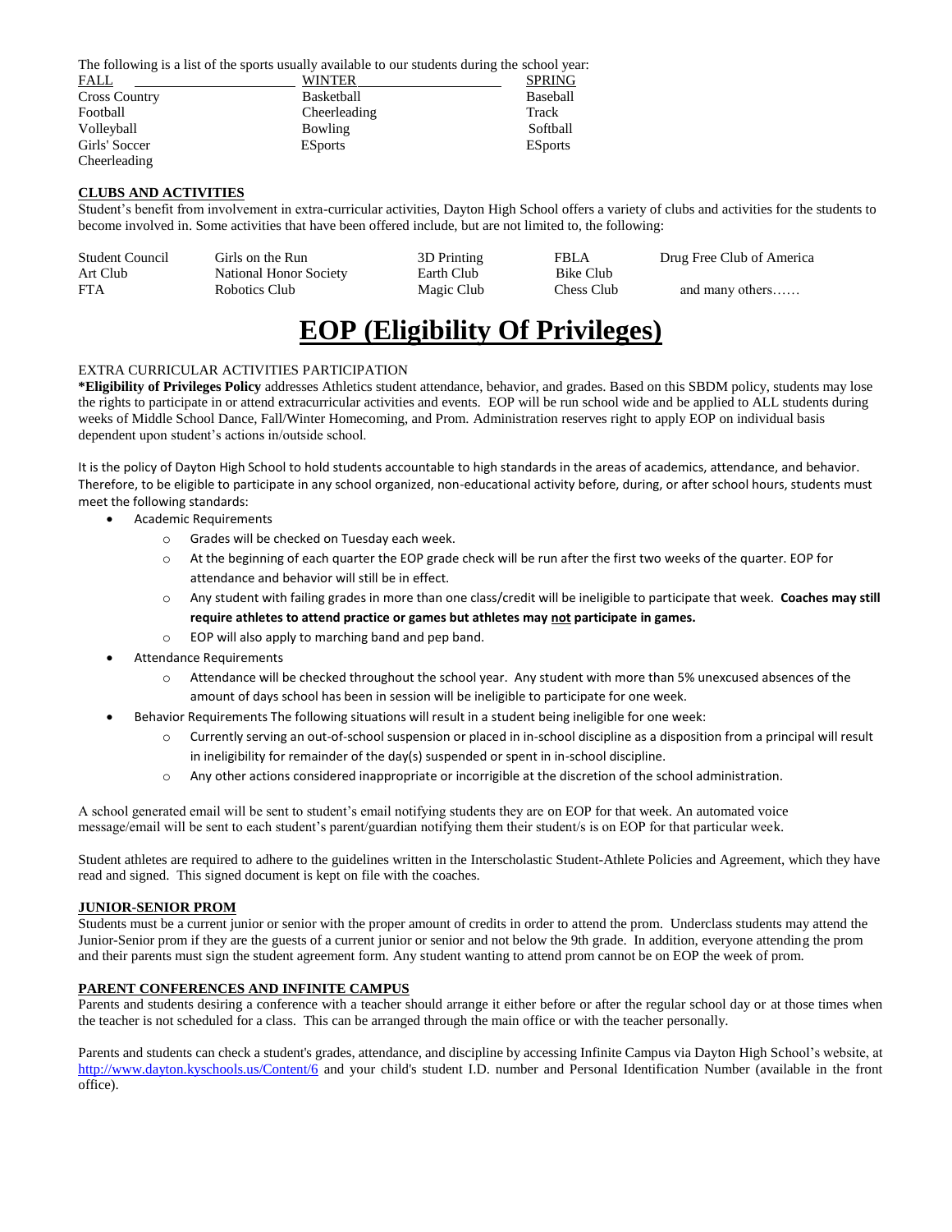The following is a list of the sports usually available to our students during the school year:

| FALL | WINTER | SPRING |
|---|---|---|
| Cross Country | Basketball | Baseball |
| Football | Cheerleading | Track |
| Volleyball | Bowling | Softball |
| Girls' Soccer | ESports | ESports |
| Cheerleading | | |

**CLUBS AND ACTIVITIES**

Student's benefit from involvement in extra-curricular activities, Dayton High School offers a variety of clubs and activities for the students to become involved in. Some activities that have been offered include, but are not limited to, the following:

| | | | | |
|---|---|---|---|---|
| Student Council | Girls on the Run | 3D Printing | FBLA | Drug Free Club of America |
| Art Club | National Honor Society | Earth Club | Bike Club | |
| FTA | Robotics Club | Magic Club | Chess Club | and many others…… |

# EOP (Eligibility Of Privileges)

EXTRA CURRICULAR ACTIVITIES PARTICIPATION

***Eligibility of Privileges Policy** addresses Athletics student attendance, behavior, and grades. Based on this SBDM policy, students may lose the rights to participate in or attend extracurricular activities and events. EOP will be run school wide and be applied to ALL students during weeks of Middle School Dance, Fall/Winter Homecoming, and Prom. Administration reserves right to apply EOP on individual basis dependent upon student's actions in/outside school.

It is the policy of Dayton High School to hold students accountable to high standards in the areas of academics, attendance, and behavior. Therefore, to be eligible to participate in any school organized, non-educational activity before, during, or after school hours, students must meet the following standards:

- Academic Requirements
  - Grades will be checked on Tuesday each week.
  - At the beginning of each quarter the EOP grade check will be run after the first two weeks of the quarter. EOP for attendance and behavior will still be in effect.
  - Any student with failing grades in more than one class/credit will be ineligible to participate that week. **Coaches may still require athletes to attend practice or games but athletes may not participate in games.**
  - EOP will also apply to marching band and pep band.
- Attendance Requirements
  - Attendance will be checked throughout the school year. Any student with more than 5% unexcused absences of the amount of days school has been in session will be ineligible to participate for one week.
- Behavior Requirements The following situations will result in a student being ineligible for one week:
  - Currently serving an out-of-school suspension or placed in in-school discipline as a disposition from a principal will result in ineligibility for remainder of the day(s) suspended or spent in in-school discipline.
  - Any other actions considered inappropriate or incorrigible at the discretion of the school administration.

A school generated email will be sent to student's email notifying students they are on EOP for that week. An automated voice message/email will be sent to each student's parent/guardian notifying them their student/s is on EOP for that particular week.

Student athletes are required to adhere to the guidelines written in the Interscholastic Student-Athlete Policies and Agreement, which they have read and signed. This signed document is kept on file with the coaches.

**JUNIOR-SENIOR PROM**

Students must be a current junior or senior with the proper amount of credits in order to attend the prom. Underclass students may attend the Junior-Senior prom if they are the guests of a current junior or senior and not below the 9th grade. In addition, everyone attending the prom and their parents must sign the student agreement form. Any student wanting to attend prom cannot be on EOP the week of prom.

**PARENT CONFERENCES AND INFINITE CAMPUS**

Parents and students desiring a conference with a teacher should arrange it either before or after the regular school day or at those times when the teacher is not scheduled for a class. This can be arranged through the main office or with the teacher personally.

Parents and students can check a student's grades, attendance, and discipline by accessing Infinite Campus via Dayton High School's website, at http://www.dayton.kyschools.us/Content/6 and your child's student I.D. number and Personal Identification Number (available in the front office).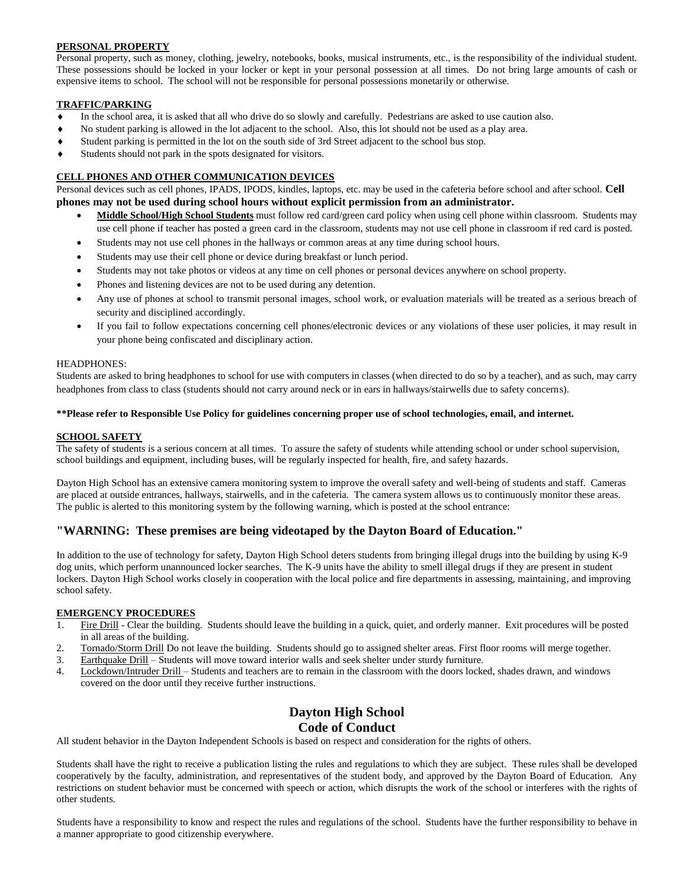**PERSONAL PROPERTY**

Personal property, such as money, clothing, jewelry, notebooks, books, musical instruments, etc., is the responsibility of the individual student. These possessions should be locked in your locker or kept in your personal possession at all times. Do not bring large amounts of cash or expensive items to school. The school will not be responsible for personal possessions monetarily or otherwise.

**TRAFFIC/PARKING**

- In the school area, it is asked that all who drive do so slowly and carefully. Pedestrians are asked to use caution also.
- No student parking is allowed in the lot adjacent to the school. Also, this lot should not be used as a play area.
- Student parking is permitted in the lot on the south side of 3rd Street adjacent to the school bus stop.
- Students should not park in the spots designated for visitors.

**CELL PHONES AND OTHER COMMUNICATION DEVICES**

Personal devices such as cell phones, IPADS, IPODS, kindles, laptops, etc. may be used in the cafeteria before school and after school. **Cell phones may not be used during school hours without explicit permission from an administrator.**

- **Middle School/High School Students** must follow red card/green card policy when using cell phone within classroom. Students may use cell phone if teacher has posted a green card in the classroom, students may not use cell phone in classroom if red card is posted.
- Students may not use cell phones in the hallways or common areas at any time during school hours.
- Students may use their cell phone or device during breakfast or lunch period.
- Students may not take photos or videos at any time on cell phones or personal devices anywhere on school property.
- Phones and listening devices are not to be used during any detention.
- Any use of phones at school to transmit personal images, school work, or evaluation materials will be treated as a serious breach of security and disciplined accordingly.
- If you fail to follow expectations concerning cell phones/electronic devices or any violations of these user policies, it may result in your phone being confiscated and disciplinary action.

HEADPHONES:

Students are asked to bring headphones to school for use with computers in classes (when directed to do so by a teacher), and as such, may carry headphones from class to class (students should not carry around neck or in ears in hallways/stairwells due to safety concerns).

**\*\*Please refer to Responsible Use Policy for guidelines concerning proper use of school technologies, email, and internet.**

**SCHOOL SAFETY**

The safety of students is a serious concern at all times. To assure the safety of students while attending school or under school supervision, school buildings and equipment, including buses, will be regularly inspected for health, fire, and safety hazards.

Dayton High School has an extensive camera monitoring system to improve the overall safety and well-being of students and staff. Cameras are placed at outside entrances, hallways, stairwells, and in the cafeteria. The camera system allows us to continuously monitor these areas. The public is alerted to this monitoring system by the following warning, which is posted at the school entrance:

## "WARNING: These premises are being videotaped by the Dayton Board of Education."

In addition to the use of technology for safety, Dayton High School deters students from bringing illegal drugs into the building by using K-9 dog units, which perform unannounced locker searches. The K-9 units have the ability to smell illegal drugs if they are present in student lockers. Dayton High School works closely in cooperation with the local police and fire departments in assessing, maintaining, and improving school safety.

**EMERGENCY PROCEDURES**

1. Fire Drill - Clear the building. Students should leave the building in a quick, quiet, and orderly manner. Exit procedures will be posted in all areas of the building.
2. Tornado/Storm Drill Do not leave the building. Students should go to assigned shelter areas. First floor rooms will merge together.
3. Earthquake Drill – Students will move toward interior walls and seek shelter under sturdy furniture.
4. Lockdown/Intruder Drill – Students and teachers are to remain in the classroom with the doors locked, shades drawn, and windows covered on the door until they receive further instructions.

## Dayton High School
## Code of Conduct

All student behavior in the Dayton Independent Schools is based on respect and consideration for the rights of others.

Students shall have the right to receive a publication listing the rules and regulations to which they are subject. These rules shall be developed cooperatively by the faculty, administration, and representatives of the student body, and approved by the Dayton Board of Education. Any restrictions on student behavior must be concerned with speech or action, which disrupts the work of the school or interferes with the rights of other students.

Students have a responsibility to know and respect the rules and regulations of the school. Students have the further responsibility to behave in a manner appropriate to good citizenship everywhere.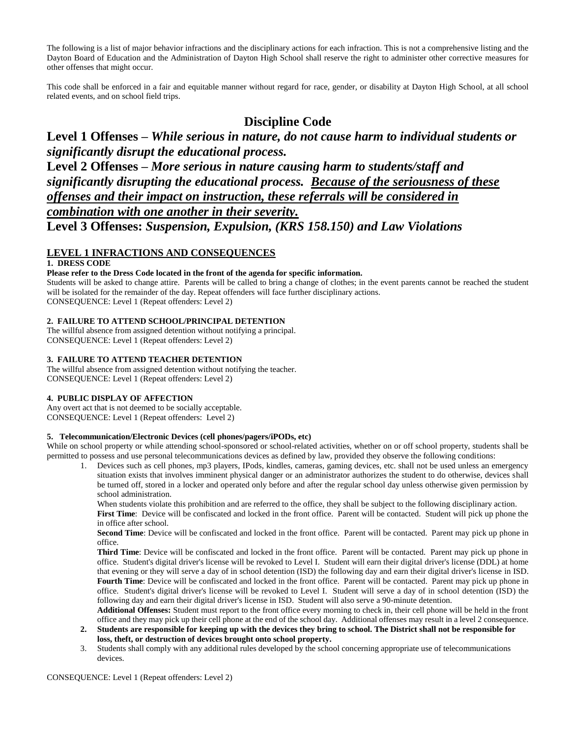The following is a list of major behavior infractions and the disciplinary actions for each infraction. This is not a comprehensive listing and the Dayton Board of Education and the Administration of Dayton High School shall reserve the right to administer other corrective measures for other offenses that might occur.

This code shall be enforced in a fair and equitable manner without regard for race, gender, or disability at Dayton High School, at all school related events, and on school field trips.

# Discipline Code

**Level 1 Offenses –** ***While serious in nature, do not cause harm to individual students or significantly disrupt the educational process.***

**Level 2 Offenses –** ***More serious in nature causing harm to students/staff and significantly disrupting the educational process. <u>Because of the seriousness of these offenses and their impact on instruction, these referrals will be considered in combination with one another in their severity.</u>***

**Level 3 Offenses:** ***Suspension, Expulsion, (KRS 158.150) and Law Violations***

## <u>LEVEL 1 INFRACTIONS AND CONSEQUENCES</u>

**1. DRESS CODE**

**Please refer to the Dress Code located in the front of the agenda for specific information.**

Students will be asked to change attire. Parents will be called to bring a change of clothes; in the event parents cannot be reached the student will be isolated for the remainder of the day. Repeat offenders will face further disciplinary actions.
CONSEQUENCE: Level 1 (Repeat offenders: Level 2)

**2. FAILURE TO ATTEND SCHOOL/PRINCIPAL DETENTION**

The willful absence from assigned detention without notifying a principal.
CONSEQUENCE: Level 1 (Repeat offenders: Level 2)

**3. FAILURE TO ATTEND TEACHER DETENTION**

The willful absence from assigned detention without notifying the teacher.
CONSEQUENCE: Level 1 (Repeat offenders: Level 2)

**4. PUBLIC DISPLAY OF AFFECTION**

Any overt act that is not deemed to be socially acceptable.
CONSEQUENCE: Level 1 (Repeat offenders: Level 2)

**5. Telecommunication/Electronic Devices (cell phones/pagers/iPODs, etc)**

While on school property or while attending school-sponsored or school-related activities, whether on or off school property, students shall be permitted to possess and use personal telecommunications devices as defined by law, provided they observe the following conditions:

1. Devices such as cell phones, mp3 players, IPods, kindles, cameras, gaming devices, etc. shall not be used unless an emergency situation exists that involves imminent physical danger or an administrator authorizes the student to do otherwise, devices shall be turned off, stored in a locker and operated only before and after the regular school day unless otherwise given permission by school administration.

   When students violate this prohibition and are referred to the office, they shall be subject to the following disciplinary action.

   **First Time**: Device will be confiscated and locked in the front office. Parent will be contacted. Student will pick up phone the in office after school.

   **Second Time**: Device will be confiscated and locked in the front office. Parent will be contacted. Parent may pick up phone in office.

   **Third Time**: Device will be confiscated and locked in the front office. Parent will be contacted. Parent may pick up phone in office. Student's digital driver's license will be revoked to Level I. Student will earn their digital driver's license (DDL) at home that evening or they will serve a day of in school detention (ISD) the following day and earn their digital driver's license in ISD.

   **Fourth Time**: Device will be confiscated and locked in the front office. Parent will be contacted. Parent may pick up phone in office. Student's digital driver's license will be revoked to Level I. Student will serve a day of in school detention (ISD) the following day and earn their digital driver's license in ISD. Student will also serve a 90-minute detention.

   **Additional Offenses:** Student must report to the front office every morning to check in, their cell phone will be held in the front office and they may pick up their cell phone at the end of the school day. Additional offenses may result in a level 2 consequence.
2. **Students are responsible for keeping up with the devices they bring to school. The District shall not be responsible for loss, theft, or destruction of devices brought onto school property.**
3. Students shall comply with any additional rules developed by the school concerning appropriate use of telecommunications devices.

CONSEQUENCE: Level 1 (Repeat offenders: Level 2)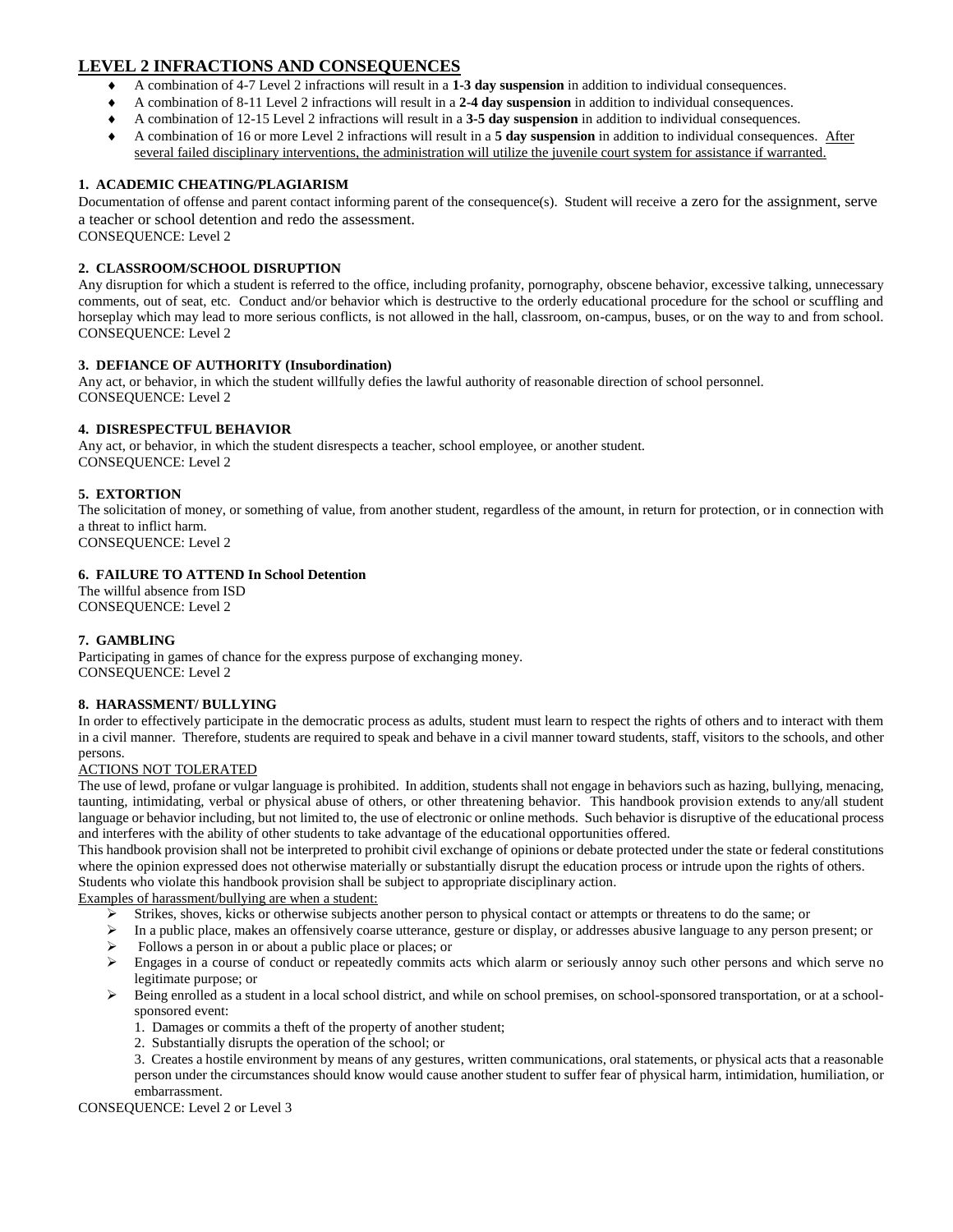## LEVEL 2 INFRACTIONS AND CONSEQUENCES

- A combination of 4-7 Level 2 infractions will result in a **1-3 day suspension** in addition to individual consequences.
- A combination of 8-11 Level 2 infractions will result in a **2-4 day suspension** in addition to individual consequences.
- A combination of 12-15 Level 2 infractions will result in a **3-5 day suspension** in addition to individual consequences.
- A combination of 16 or more Level 2 infractions will result in a **5 day suspension** in addition to individual consequences. After several failed disciplinary interventions, the administration will utilize the juvenile court system for assistance if warranted.

**1. ACADEMIC CHEATING/PLAGIARISM**

Documentation of offense and parent contact informing parent of the consequence(s). Student will receive a zero for the assignment, serve a teacher or school detention and redo the assessment.
CONSEQUENCE: Level 2

**2. CLASSROOM/SCHOOL DISRUPTION**

Any disruption for which a student is referred to the office, including profanity, pornography, obscene behavior, excessive talking, unnecessary comments, out of seat, etc. Conduct and/or behavior which is destructive to the orderly educational procedure for the school or scuffling and horseplay which may lead to more serious conflicts, is not allowed in the hall, classroom, on-campus, buses, or on the way to and from school.
CONSEQUENCE: Level 2

**3. DEFIANCE OF AUTHORITY (Insubordination)**

Any act, or behavior, in which the student willfully defies the lawful authority of reasonable direction of school personnel.
CONSEQUENCE: Level 2

**4. DISRESPECTFUL BEHAVIOR**

Any act, or behavior, in which the student disrespects a teacher, school employee, or another student.
CONSEQUENCE: Level 2

**5. EXTORTION**

The solicitation of money, or something of value, from another student, regardless of the amount, in return for protection, or in connection with a threat to inflict harm.
CONSEQUENCE: Level 2

**6. FAILURE TO ATTEND In School Detention**

The willful absence from ISD
CONSEQUENCE: Level 2

**7. GAMBLING**

Participating in games of chance for the express purpose of exchanging money.
CONSEQUENCE: Level 2

**8. HARASSMENT/ BULLYING**

In order to effectively participate in the democratic process as adults, student must learn to respect the rights of others and to interact with them in a civil manner. Therefore, students are required to speak and behave in a civil manner toward students, staff, visitors to the schools, and other persons.

ACTIONS NOT TOLERATED

The use of lewd, profane or vulgar language is prohibited. In addition, students shall not engage in behaviors such as hazing, bullying, menacing, taunting, intimidating, verbal or physical abuse of others, or other threatening behavior. This handbook provision extends to any/all student language or behavior including, but not limited to, the use of electronic or online methods. Such behavior is disruptive of the educational process and interferes with the ability of other students to take advantage of the educational opportunities offered.

This handbook provision shall not be interpreted to prohibit civil exchange of opinions or debate protected under the state or federal constitutions where the opinion expressed does not otherwise materially or substantially disrupt the education process or intrude upon the rights of others.

Students who violate this handbook provision shall be subject to appropriate disciplinary action.

Examples of harassment/bullying are when a student:

- Strikes, shoves, kicks or otherwise subjects another person to physical contact or attempts or threatens to do the same; or
- In a public place, makes an offensively coarse utterance, gesture or display, or addresses abusive language to any person present; or
- Follows a person in or about a public place or places; or
- Engages in a course of conduct or repeatedly commits acts which alarm or seriously annoy such other persons and which serve no legitimate purpose; or
- Being enrolled as a student in a local school district, and while on school premises, on school-sponsored transportation, or at a school-sponsored event:
  1. Damages or commits a theft of the property of another student;
  2. Substantially disrupts the operation of the school; or
  3. Creates a hostile environment by means of any gestures, written communications, oral statements, or physical acts that a reasonable person under the circumstances should know would cause another student to suffer fear of physical harm, intimidation, humiliation, or embarrassment.

CONSEQUENCE: Level 2 or Level 3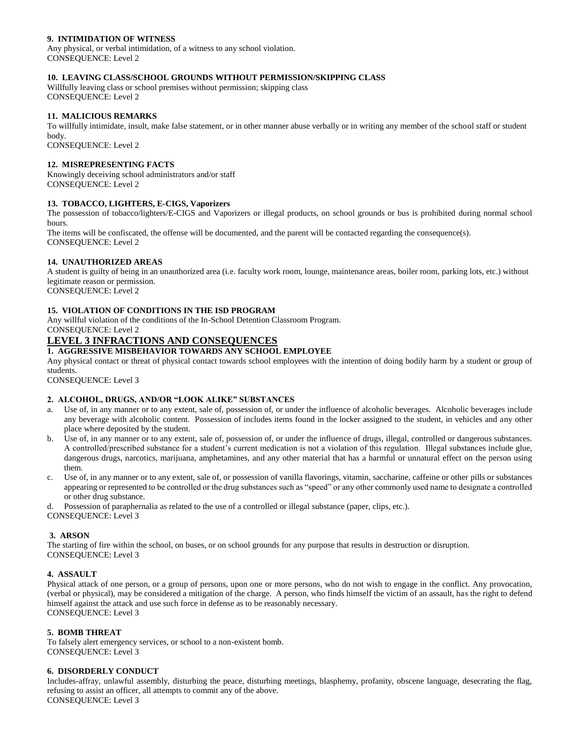**9. INTIMIDATION OF WITNESS**
Any physical, or verbal intimidation, of a witness to any school violation.
CONSEQUENCE: Level 2

**10. LEAVING CLASS/SCHOOL GROUNDS WITHOUT PERMISSION/SKIPPING CLASS**
Willfully leaving class or school premises without permission; skipping class
CONSEQUENCE: Level 2

**11. MALICIOUS REMARKS**
To willfully intimidate, insult, make false statement, or in other manner abuse verbally or in writing any member of the school staff or student body.
CONSEQUENCE: Level 2

**12. MISREPRESENTING FACTS**
Knowingly deceiving school administrators and/or staff
CONSEQUENCE: Level 2

**13. TOBACCO, LIGHTERS, E-CIGS, Vaporizers**
The possession of tobacco/lighters/E-CIGS and Vaporizers or illegal products, on school grounds or bus is prohibited during normal school hours.
The items will be confiscated, the offense will be documented, and the parent will be contacted regarding the consequence(s).
CONSEQUENCE: Level 2

**14. UNAUTHORIZED AREAS**
A student is guilty of being in an unauthorized area (i.e. faculty work room, lounge, maintenance areas, boiler room, parking lots, etc.) without legitimate reason or permission.
CONSEQUENCE: Level 2

**15. VIOLATION OF CONDITIONS IN THE ISD PROGRAM**
Any willful violation of the conditions of the In-School Detention Classroom Program.
CONSEQUENCE: Level 2

## LEVEL 3 INFRACTIONS AND CONSEQUENCES

**1. AGGRESSIVE MISBEHAVIOR TOWARDS ANY SCHOOL EMPLOYEE**
Any physical contact or threat of physical contact towards school employees with the intention of doing bodily harm by a student or group of students.
CONSEQUENCE: Level 3

**2. ALCOHOL, DRUGS, AND/OR "LOOK ALIKE" SUBSTANCES**

a. Use of, in any manner or to any extent, sale of, possession of, or under the influence of alcoholic beverages. Alcoholic beverages include any beverage with alcoholic content. Possession of includes items found in the locker assigned to the student, in vehicles and any other place where deposited by the student.
b. Use of, in any manner or to any extent, sale of, possession of, or under the influence of drugs, illegal, controlled or dangerous substances. A controlled/prescribed substance for a student's current medication is not a violation of this regulation. Illegal substances include glue, dangerous drugs, narcotics, marijuana, amphetamines, and any other material that has a harmful or unnatural effect on the person using them.
c. Use of, in any manner or to any extent, sale of, or possession of vanilla flavorings, vitamin, saccharine, caffeine or other pills or substances appearing or represented to be controlled or the drug substances such as "speed" or any other commonly used name to designate a controlled or other drug substance.
d. Possession of paraphernalia as related to the use of a controlled or illegal substance (paper, clips, etc.).

CONSEQUENCE: Level 3

**3. ARSON**
The starting of fire within the school, on buses, or on school grounds for any purpose that results in destruction or disruption.
CONSEQUENCE: Level 3

**4. ASSAULT**
Physical attack of one person, or a group of persons, upon one or more persons, who do not wish to engage in the conflict. Any provocation, (verbal or physical), may be considered a mitigation of the charge. A person, who finds himself the victim of an assault, has the right to defend himself against the attack and use such force in defense as to be reasonably necessary.
CONSEQUENCE: Level 3

**5. BOMB THREAT**
To falsely alert emergency services, or school to a non-existent bomb.
CONSEQUENCE: Level 3

**6. DISORDERLY CONDUCT**
Includes-affray, unlawful assembly, disturbing the peace, disturbing meetings, blasphemy, profanity, obscene language, desecrating the flag, refusing to assist an officer, all attempts to commit any of the above.
CONSEQUENCE: Level 3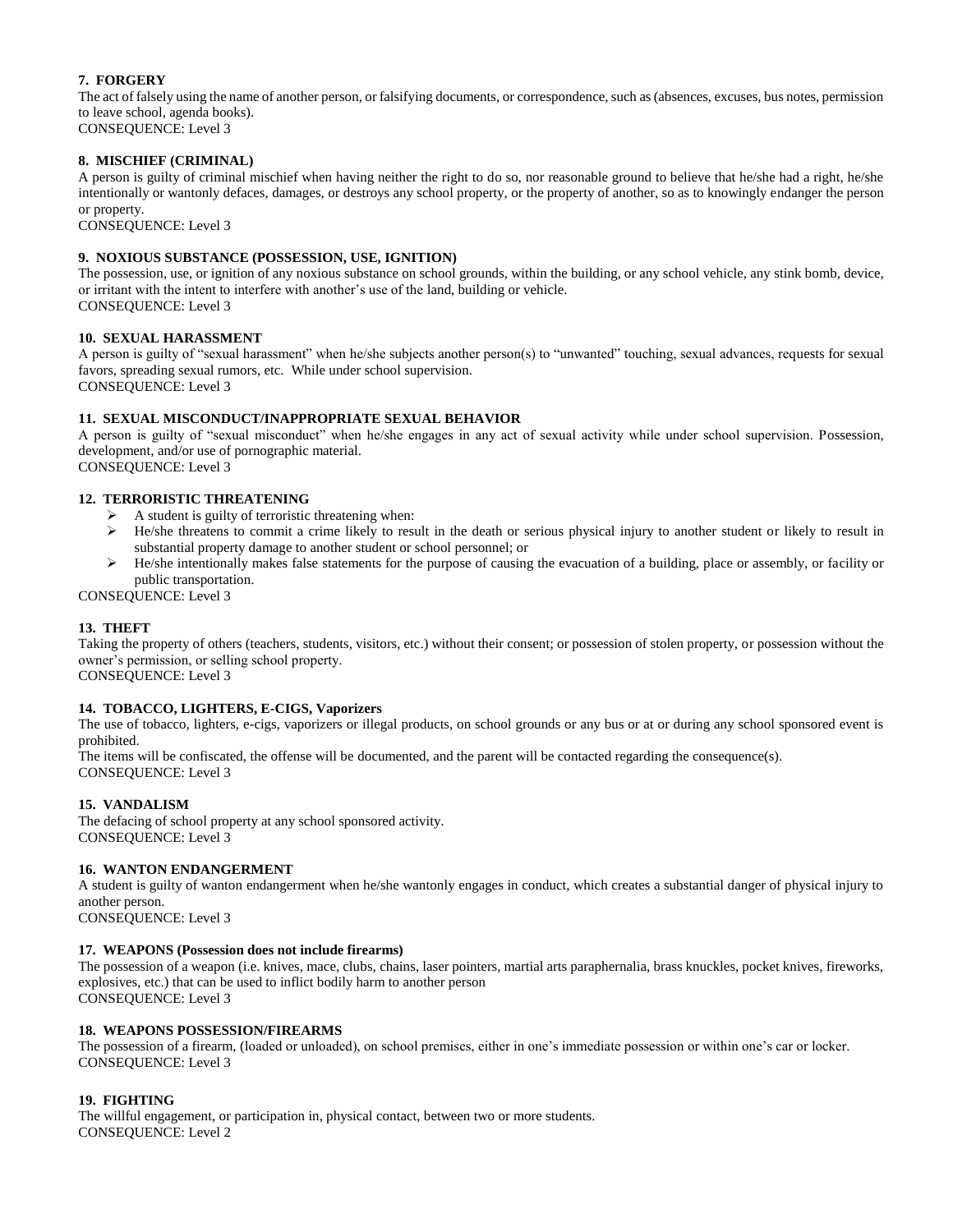**7. FORGERY**

The act of falsely using the name of another person, or falsifying documents, or correspondence, such as (absences, excuses, bus notes, permission to leave school, agenda books).

CONSEQUENCE: Level 3

**8. MISCHIEF (CRIMINAL)**

A person is guilty of criminal mischief when having neither the right to do so, nor reasonable ground to believe that he/she had a right, he/she intentionally or wantonly defaces, damages, or destroys any school property, or the property of another, so as to knowingly endanger the person or property.

CONSEQUENCE: Level 3

**9. NOXIOUS SUBSTANCE (POSSESSION, USE, IGNITION)**

The possession, use, or ignition of any noxious substance on school grounds, within the building, or any school vehicle, any stink bomb, device, or irritant with the intent to interfere with another's use of the land, building or vehicle.

CONSEQUENCE: Level 3

**10. SEXUAL HARASSMENT**

A person is guilty of "sexual harassment" when he/she subjects another person(s) to "unwanted" touching, sexual advances, requests for sexual favors, spreading sexual rumors, etc. While under school supervision.

CONSEQUENCE: Level 3

**11. SEXUAL MISCONDUCT/INAPPROPRIATE SEXUAL BEHAVIOR**

A person is guilty of "sexual misconduct" when he/she engages in any act of sexual activity while under school supervision. Possession, development, and/or use of pornographic material.

CONSEQUENCE: Level 3

**12. TERRORISTIC THREATENING**

- A student is guilty of terroristic threatening when:
- He/she threatens to commit a crime likely to result in the death or serious physical injury to another student or likely to result in substantial property damage to another student or school personnel; or
- He/she intentionally makes false statements for the purpose of causing the evacuation of a building, place or assembly, or facility or public transportation.

CONSEQUENCE: Level 3

**13. THEFT**

Taking the property of others (teachers, students, visitors, etc.) without their consent; or possession of stolen property, or possession without the owner's permission, or selling school property.

CONSEQUENCE: Level 3

**14. TOBACCO, LIGHTERS, E-CIGS, Vaporizers**

The use of tobacco, lighters, e-cigs, vaporizers or illegal products, on school grounds or any bus or at or during any school sponsored event is prohibited.

The items will be confiscated, the offense will be documented, and the parent will be contacted regarding the consequence(s).

CONSEQUENCE: Level 3

**15. VANDALISM**

The defacing of school property at any school sponsored activity.

CONSEQUENCE: Level 3

**16. WANTON ENDANGERMENT**

A student is guilty of wanton endangerment when he/she wantonly engages in conduct, which creates a substantial danger of physical injury to another person.

CONSEQUENCE: Level 3

**17. WEAPONS (Possession does not include firearms)**

The possession of a weapon (i.e. knives, mace, clubs, chains, laser pointers, martial arts paraphernalia, brass knuckles, pocket knives, fireworks, explosives, etc.) that can be used to inflict bodily harm to another person

CONSEQUENCE: Level 3

**18. WEAPONS POSSESSION/FIREARMS**

The possession of a firearm, (loaded or unloaded), on school premises, either in one's immediate possession or within one's car or locker.

CONSEQUENCE: Level 3

**19. FIGHTING**

The willful engagement, or participation in, physical contact, between two or more students.

CONSEQUENCE: Level 2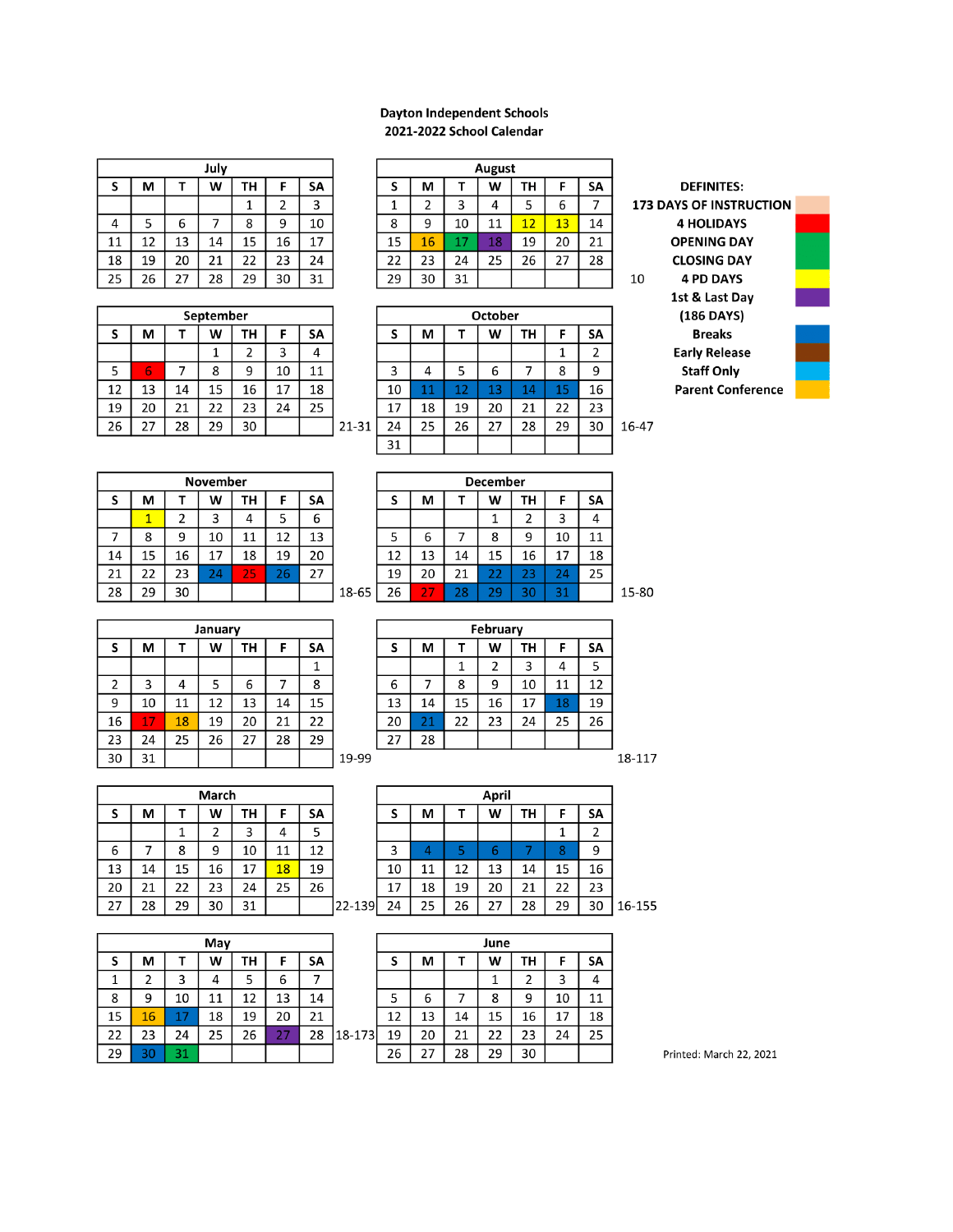# Dayton Independent Schools
## 2021-2022 School Calendar

**July**

| S | M | T | W | TH | F | SA |
|---|---|---|---|---|---|---|
| | | | | 1 | 2 | 3 |
| 4 | 5 | 6 | 7 | 8 | 9 | 10 |
| 11 | 12 | 13 | 14 | 15 | 16 | 17 |
| 18 | 19 | 20 | 21 | 22 | 23 | 24 |
| 25 | 26 | 27 | 28 | 29 | 30 | 31 |

**August**

| S | M | T | W | TH | F | SA |
|---|---|---|---|---|---|---|
| 1 | 2 | 3 | 4 | 5 | 6 | 7 |
| 8 | 9 | 10 | 11 | 12 | 13 | 14 |
| 15 | 16 | 17 | 18 | 19 | 20 | 21 |
| 22 | 23 | 24 | 25 | 26 | 27 | 28 |
| 29 | 30 | 31 | | | | |

10

**September**

| S | M | T | W | TH | F | SA |
|---|---|---|---|---|---|---|
| | | | 1 | 2 | 3 | 4 |
| 5 | 6 | 7 | 8 | 9 | 10 | 11 |
| 12 | 13 | 14 | 15 | 16 | 17 | 18 |
| 19 | 20 | 21 | 22 | 23 | 24 | 25 |
| 26 | 27 | 28 | 29 | 30 | | |

21-31

**October**

| S | M | T | W | TH | F | SA |
|---|---|---|---|---|---|---|
| | | | | | 1 | 2 |
| 3 | 4 | 5 | 6 | 7 | 8 | 9 |
| 10 | 11 | 12 | 13 | 14 | 15 | 16 |
| 17 | 18 | 19 | 20 | 21 | 22 | 23 |
| 24 | 25 | 26 | 27 | 28 | 29 | 30 |
| 31 | | | | | | |

16-47

**November**

| S | M | T | W | TH | F | SA |
|---|---|---|---|---|---|---|
| | 1 | 2 | 3 | 4 | 5 | 6 |
| 7 | 8 | 9 | 10 | 11 | 12 | 13 |
| 14 | 15 | 16 | 17 | 18 | 19 | 20 |
| 21 | 22 | 23 | 24 | 25 | 26 | 27 |
| 28 | 29 | 30 | | | | |

18-65

**December**

| S | M | T | W | TH | F | SA |
|---|---|---|---|---|---|---|
| | | | 1 | 2 | 3 | 4 |
| 5 | 6 | 7 | 8 | 9 | 10 | 11 |
| 12 | 13 | 14 | 15 | 16 | 17 | 18 |
| 19 | 20 | 21 | 22 | 23 | 24 | 25 |
| 26 | 27 | 28 | 29 | 30 | 31 | |

15-80

**January**

| S | M | T | W | TH | F | SA |
|---|---|---|---|---|---|---|
| | | | | | | 1 |
| 2 | 3 | 4 | 5 | 6 | 7 | 8 |
| 9 | 10 | 11 | 12 | 13 | 14 | 15 |
| 16 | 17 | 18 | 19 | 20 | 21 | 22 |
| 23 | 24 | 25 | 26 | 27 | 28 | 29 |
| 30 | 31 | | | | | |

19-99

**February**

| S | M | T | W | TH | F | SA |
|---|---|---|---|---|---|---|
| | | 1 | 2 | 3 | 4 | 5 |
| 6 | 7 | 8 | 9 | 10 | 11 | 12 |
| 13 | 14 | 15 | 16 | 17 | 18 | 19 |
| 20 | 21 | 22 | 23 | 24 | 25 | 26 |
| 27 | 28 | | | | | |

18-117

**March**

| S | M | T | W | TH | F | SA |
|---|---|---|---|---|---|---|
| | | 1 | 2 | 3 | 4 | 5 |
| 6 | 7 | 8 | 9 | 10 | 11 | 12 |
| 13 | 14 | 15 | 16 | 17 | 18 | 19 |
| 20 | 21 | 22 | 23 | 24 | 25 | 26 |
| 27 | 28 | 29 | 30 | 31 | | |

22-139

**April**

| S | M | T | W | TH | F | SA |
|---|---|---|---|---|---|---|
| | | | | | 1 | 2 |
| 3 | 4 | 5 | 6 | 7 | 8 | 9 |
| 10 | 11 | 12 | 13 | 14 | 15 | 16 |
| 17 | 18 | 19 | 20 | 21 | 22 | 23 |
| 24 | 25 | 26 | 27 | 28 | 29 | 30 |

16-155

**May**

| S | M | T | W | TH | F | SA |
|---|---|---|---|---|---|---|
| 1 | 2 | 3 | 4 | 5 | 6 | 7 |
| 8 | 9 | 10 | 11 | 12 | 13 | 14 |
| 15 | 16 | 17 | 18 | 19 | 20 | 21 |
| 22 | 23 | 24 | 25 | 26 | 27 | 28 |
| 29 | 30 | 31 | | | | |

18-173

**June**

| S | M | T | W | TH | F | SA |
|---|---|---|---|---|---|---|
| | | | 1 | 2 | 3 | 4 |
| 5 | 6 | 7 | 8 | 9 | 10 | 11 |
| 12 | 13 | 14 | 15 | 16 | 17 | 18 |
| 19 | 20 | 21 | 22 | 23 | 24 | 25 |
| 26 | 27 | 28 | 29 | 30 | | |

**DEFINITES:**

- 173 DAYS OF INSTRUCTION
- 4 HOLIDAYS
- OPENING DAY
- CLOSING DAY
- 4 PD DAYS
- 1st & Last Day (186 DAYS)
- Breaks
- Early Release
- Staff Only
- Parent Conference

Printed: March 22, 2021